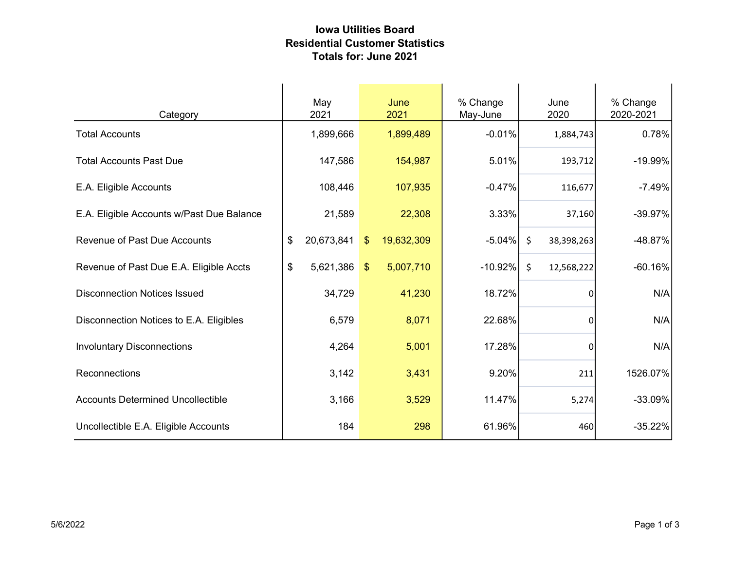**Iowa Utilities Board**
**Residential Customer Statistics**
**Totals for: June 2021**

| Category | May 2021 | June 2021 | % Change May-June | June 2020 | % Change 2020-2021 |
|---|---|---|---|---|---|
| Total Accounts | 1,899,666 | 1,899,489 | -0.01% | 1,884,743 | 0.78% |
| Total Accounts Past Due | 147,586 | 154,987 | 5.01% | 193,712 | -19.99% |
| E.A. Eligible Accounts | 108,446 | 107,935 | -0.47% | 116,677 | -7.49% |
| E.A. Eligible Accounts w/Past Due Balance | 21,589 | 22,308 | 3.33% | 37,160 | -39.97% |
| Revenue of Past Due Accounts | $ 20,673,841 | $ 19,632,309 | -5.04% | $ 38,398,263 | -48.87% |
| Revenue of Past Due E.A. Eligible Accts | $ 5,621,386 | $ 5,007,710 | -10.92% | $ 12,568,222 | -60.16% |
| Disconnection Notices Issued | 34,729 | 41,230 | 18.72% | 0 | N/A |
| Disconnection Notices to E.A. Eligibles | 6,579 | 8,071 | 22.68% | 0 | N/A |
| Involuntary Disconnections | 4,264 | 5,001 | 17.28% | 0 | N/A |
| Reconnections | 3,142 | 3,431 | 9.20% | 211 | 1526.07% |
| Accounts Determined Uncollectible | 3,166 | 3,529 | 11.47% | 5,274 | -33.09% |
| Uncollectible E.A. Eligible Accounts | 184 | 298 | 61.96% | 460 | -35.22% |

5/6/2022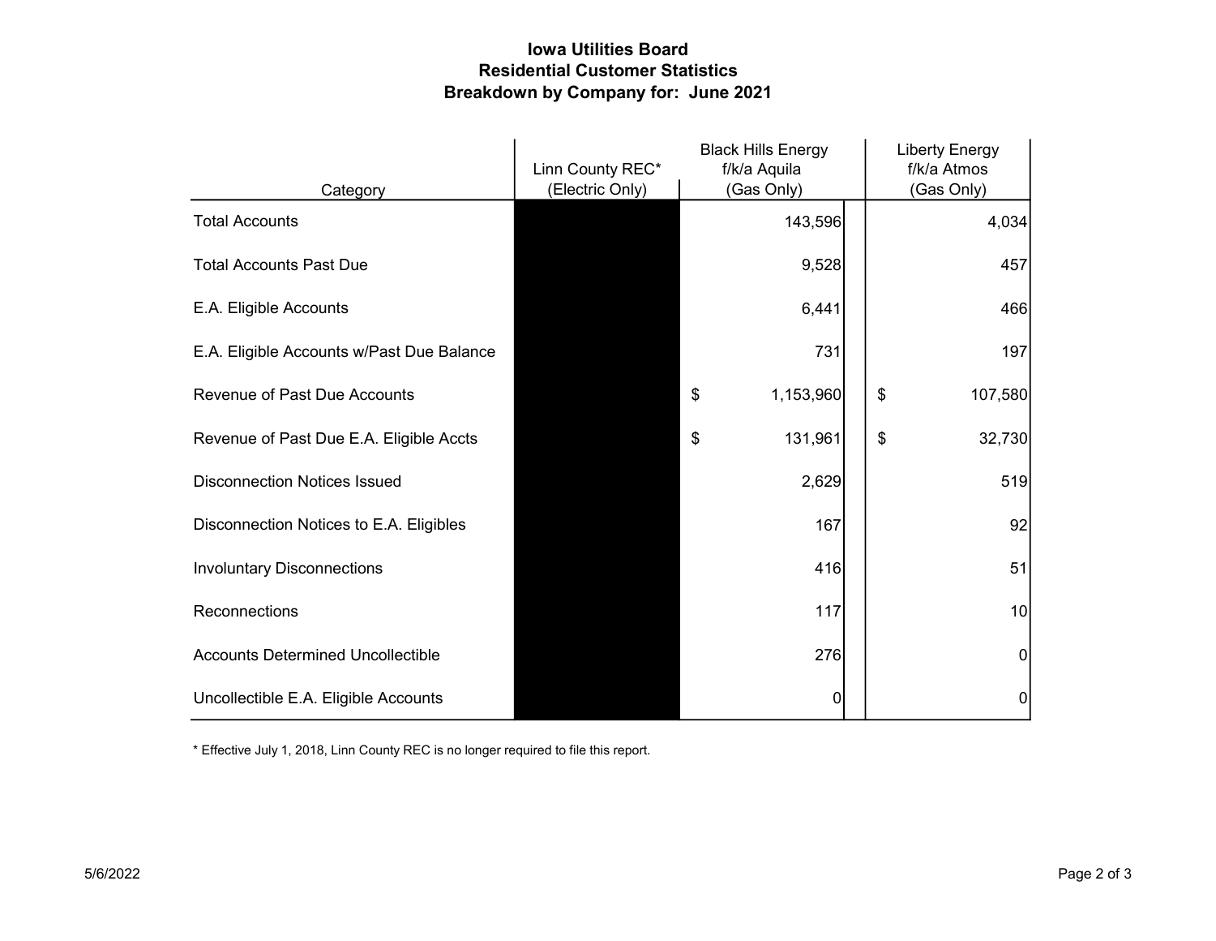# Iowa Utilities Board
## Residential Customer Statistics
## Breakdown by Company for: June 2021

| Category | Linn County REC* (Electric Only) | Black Hills Energy f/k/a Aquila (Gas Only) | Liberty Energy f/k/a Atmos (Gas Only) |
|---|---|---|---|
| Total Accounts | | 143,596 | 4,034 |
| Total Accounts Past Due | | 9,528 | 457 |
| E.A. Eligible Accounts | | 6,441 | 466 |
| E.A. Eligible Accounts w/Past Due Balance | | 731 | 197 |
| Revenue of Past Due Accounts | | $ 1,153,960 | $ 107,580 |
| Revenue of Past Due E.A. Eligible Accts | | $ 131,961 | $ 32,730 |
| Disconnection Notices Issued | | 2,629 | 519 |
| Disconnection Notices to E.A. Eligibles | | 167 | 92 |
| Involuntary Disconnections | | 416 | 51 |
| Reconnections | | 117 | 10 |
| Accounts Determined Uncollectible | | 276 | 0 |
| Uncollectible E.A. Eligible Accounts | | 0 | 0 |

* Effective July 1, 2018, Linn County REC is no longer required to file this report.

5/6/2022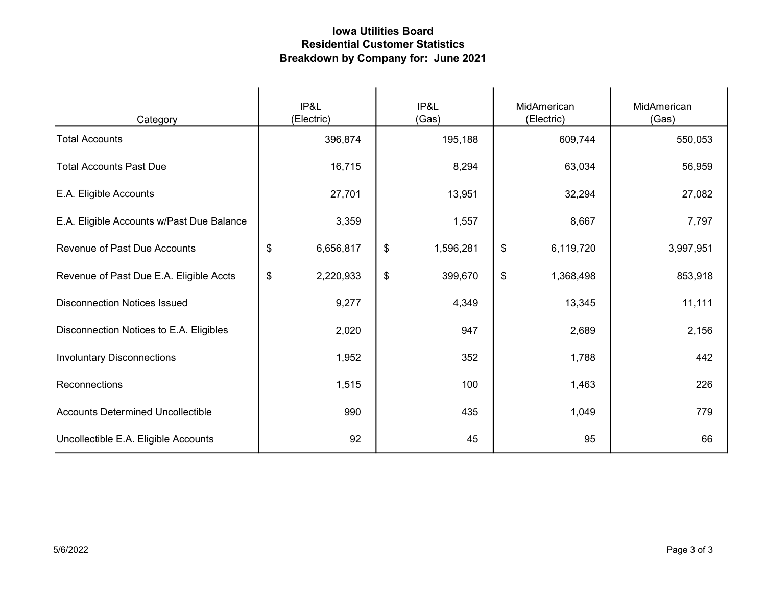# Iowa Utilities Board
## Residential Customer Statistics
## Breakdown by Company for: June 2021

| Category | IP&L (Electric) | IP&L (Gas) | MidAmerican (Electric) | MidAmerican (Gas) |
|---|---|---|---|---|
| Total Accounts | 396,874 | 195,188 | 609,744 | 550,053 |
| Total Accounts Past Due | 16,715 | 8,294 | 63,034 | 56,959 |
| E.A. Eligible Accounts | 27,701 | 13,951 | 32,294 | 27,082 |
| E.A. Eligible Accounts w/Past Due Balance | 3,359 | 1,557 | 8,667 | 7,797 |
| Revenue of Past Due Accounts | $ 6,656,817 | $ 1,596,281 | $ 6,119,720 | 3,997,951 |
| Revenue of Past Due E.A. Eligible Accts | $ 2,220,933 | $ 399,670 | $ 1,368,498 | 853,918 |
| Disconnection Notices Issued | 9,277 | 4,349 | 13,345 | 11,111 |
| Disconnection Notices to E.A. Eligibles | 2,020 | 947 | 2,689 | 2,156 |
| Involuntary Disconnections | 1,952 | 352 | 1,788 | 442 |
| Reconnections | 1,515 | 100 | 1,463 | 226 |
| Accounts Determined Uncollectible | 990 | 435 | 1,049 | 779 |
| Uncollectible E.A. Eligible Accounts | 92 | 45 | 95 | 66 |

5/6/2022